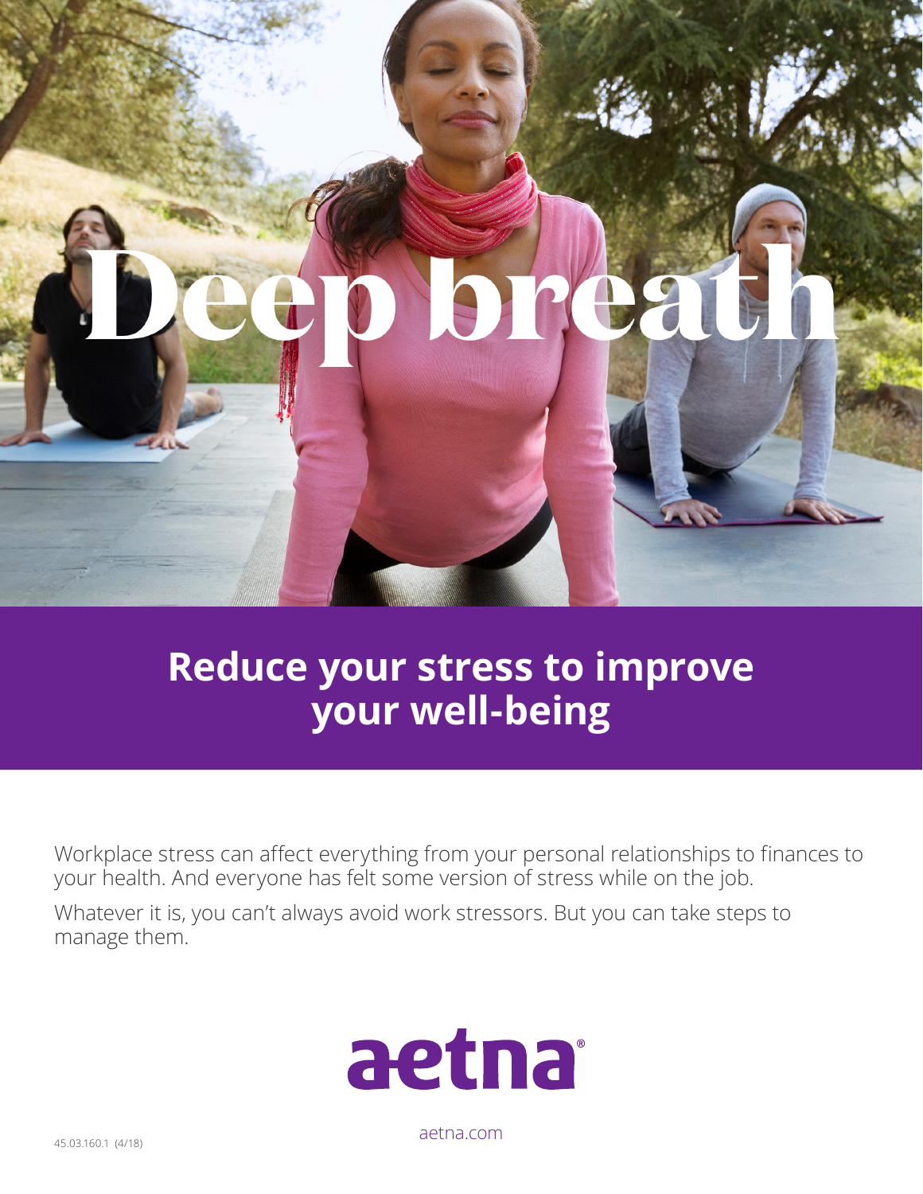# Deep breath

## Reduce your stress to improve your well-being

Workplace stress can affect everything from your personal relationships to finances to your health. And everyone has felt some version of stress while on the job.

Whatever it is, you can't always avoid work stressors. But you can take steps to manage them.

aetna®

aetna.com

45.03.160.1 (4/18)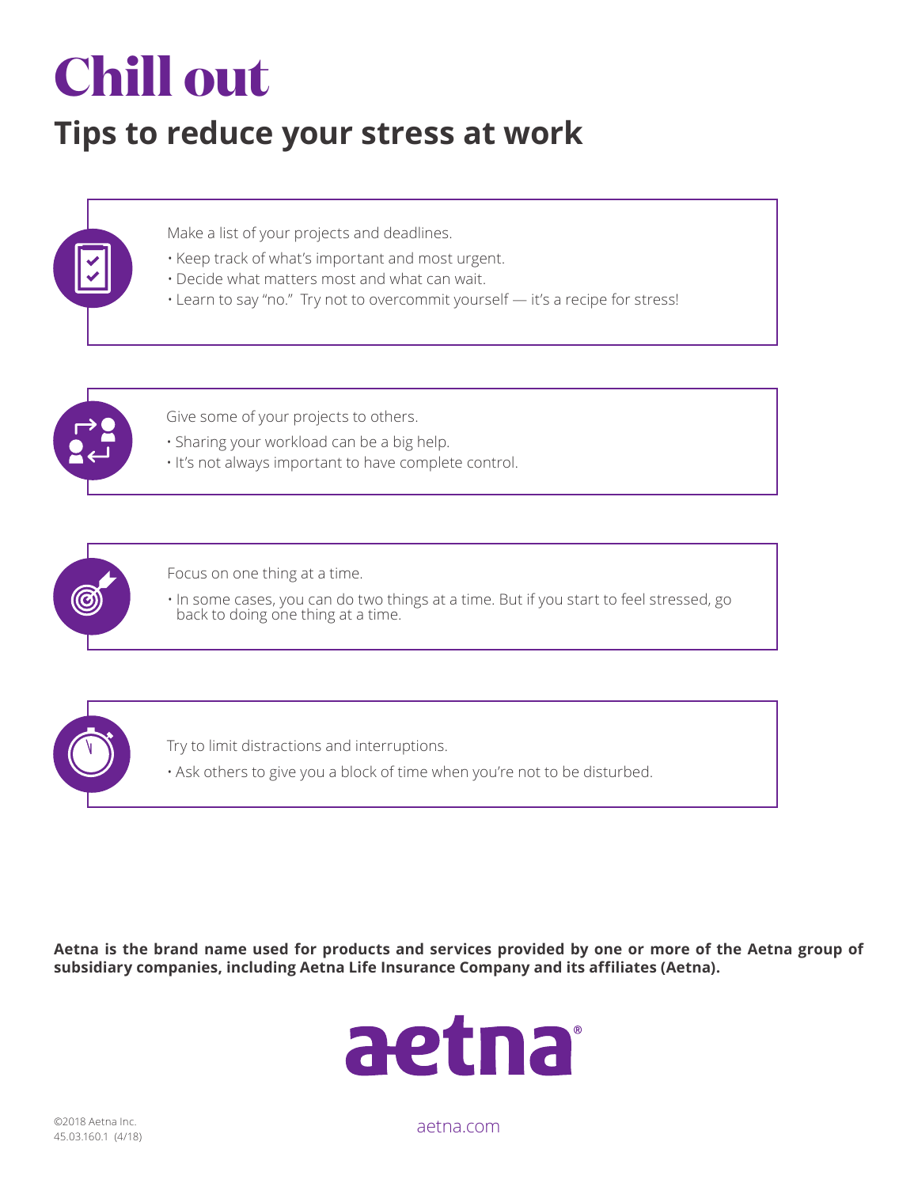# Chill out

## Tips to reduce your stress at work

Make a list of your projects and deadlines.

- Keep track of what's important and most urgent.
- Decide what matters most and what can wait.
- Learn to say "no." Try not to overcommit yourself — it's a recipe for stress!

Give some of your projects to others.

- Sharing your workload can be a big help.
- It's not always important to have complete control.

Focus on one thing at a time.

- In some cases, you can do two things at a time. But if you start to feel stressed, go back to doing one thing at a time.

Try to limit distractions and interruptions.

- Ask others to give you a block of time when you're not to be disturbed.

**Aetna is the brand name used for products and services provided by one or more of the Aetna group of subsidiary companies, including Aetna Life Insurance Company and its affiliates (Aetna).**

aetna®

©2018 Aetna Inc.
45.03.160.1 (4/18)

aetna.com